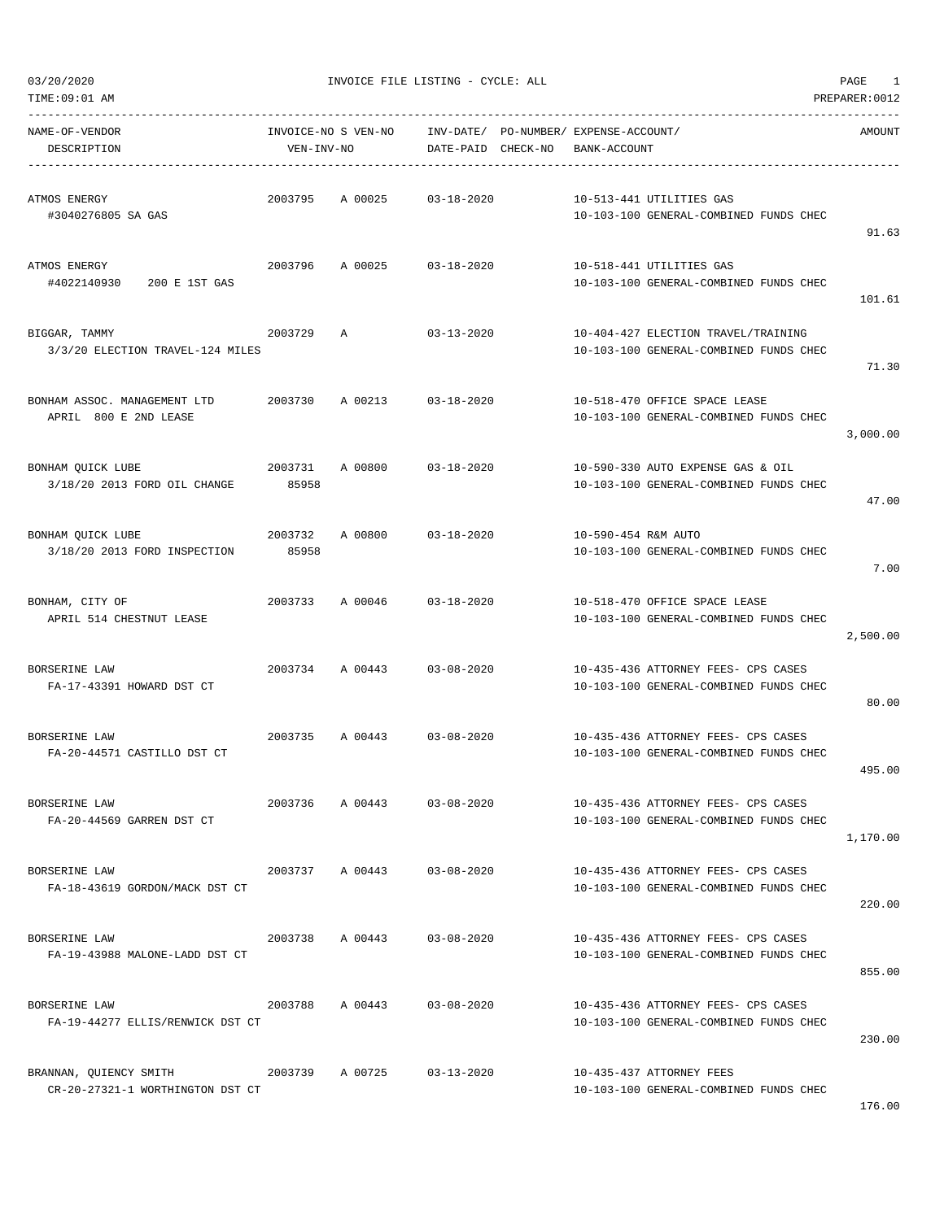03/20/2020 INVOICE FILE LISTING - CYCLE: ALL

TIME:09:01 AM PREPARER:0012

| NAME-OF-VENDOR / DESCRIPTION | INVOICE-NO / VEN-INV-NO | S | VEN-NO | INV-DATE/ DATE-PAID | PO-NUMBER/ CHECK-NO | EXPENSE-ACCOUNT/ BANK-ACCOUNT | AMOUNT |
|---|---|---|---|---|---|---|---|
| ATMOS ENERGY<br>#3040276805 SA GAS | 2003795 | A | 00025 | 03-18-2020 | | 10-513-441 UTILITIES GAS<br>10-103-100 GENERAL-COMBINED FUNDS CHEC | 91.63 |
| ATMOS ENERGY<br>#4022140930 200 E 1ST GAS | 2003796 | A | 00025 | 03-18-2020 | | 10-518-441 UTILITIES GAS<br>10-103-100 GENERAL-COMBINED FUNDS CHEC | 101.61 |
| BIGGAR, TAMMY<br>3/3/20 ELECTION TRAVEL-124 MILES | 2003729 | A | | 03-13-2020 | | 10-404-427 ELECTION TRAVEL/TRAINING<br>10-103-100 GENERAL-COMBINED FUNDS CHEC | 71.30 |
| BONHAM ASSOC. MANAGEMENT LTD<br>APRIL 800 E 2ND LEASE | 2003730 | A | 00213 | 03-18-2020 | | 10-518-470 OFFICE SPACE LEASE<br>10-103-100 GENERAL-COMBINED FUNDS CHEC | 3,000.00 |
| BONHAM QUICK LUBE<br>3/18/20 2013 FORD OIL CHANGE | 2003731<br>85958 | A | 00800 | 03-18-2020 | | 10-590-330 AUTO EXPENSE GAS & OIL<br>10-103-100 GENERAL-COMBINED FUNDS CHEC | 47.00 |
| BONHAM QUICK LUBE<br>3/18/20 2013 FORD INSPECTION | 2003732<br>85958 | A | 00800 | 03-18-2020 | | 10-590-454 R&M AUTO<br>10-103-100 GENERAL-COMBINED FUNDS CHEC | 7.00 |
| BONHAM, CITY OF<br>APRIL 514 CHESTNUT LEASE | 2003733 | A | 00046 | 03-18-2020 | | 10-518-470 OFFICE SPACE LEASE<br>10-103-100 GENERAL-COMBINED FUNDS CHEC | 2,500.00 |
| BORSERINE LAW<br>FA-17-43391 HOWARD DST CT | 2003734 | A | 00443 | 03-08-2020 | | 10-435-436 ATTORNEY FEES- CPS CASES<br>10-103-100 GENERAL-COMBINED FUNDS CHEC | 80.00 |
| BORSERINE LAW<br>FA-20-44571 CASTILLO DST CT | 2003735 | A | 00443 | 03-08-2020 | | 10-435-436 ATTORNEY FEES- CPS CASES<br>10-103-100 GENERAL-COMBINED FUNDS CHEC | 495.00 |
| BORSERINE LAW<br>FA-20-44569 GARREN DST CT | 2003736 | A | 00443 | 03-08-2020 | | 10-435-436 ATTORNEY FEES- CPS CASES<br>10-103-100 GENERAL-COMBINED FUNDS CHEC | 1,170.00 |
| BORSERINE LAW<br>FA-18-43619 GORDON/MACK DST CT | 2003737 | A | 00443 | 03-08-2020 | | 10-435-436 ATTORNEY FEES- CPS CASES<br>10-103-100 GENERAL-COMBINED FUNDS CHEC | 220.00 |
| BORSERINE LAW<br>FA-19-43988 MALONE-LADD DST CT | 2003738 | A | 00443 | 03-08-2020 | | 10-435-436 ATTORNEY FEES- CPS CASES<br>10-103-100 GENERAL-COMBINED FUNDS CHEC | 855.00 |
| BORSERINE LAW<br>FA-19-44277 ELLIS/RENWICK DST CT | 2003788 | A | 00443 | 03-08-2020 | | 10-435-436 ATTORNEY FEES- CPS CASES<br>10-103-100 GENERAL-COMBINED FUNDS CHEC | 230.00 |
| BRANNAN, QUIENCY SMITH<br>CR-20-27321-1 WORTHINGTON DST CT | 2003739 | A | 00725 | 03-13-2020 | | 10-435-437 ATTORNEY FEES<br>10-103-100 GENERAL-COMBINED FUNDS CHEC | 176.00 |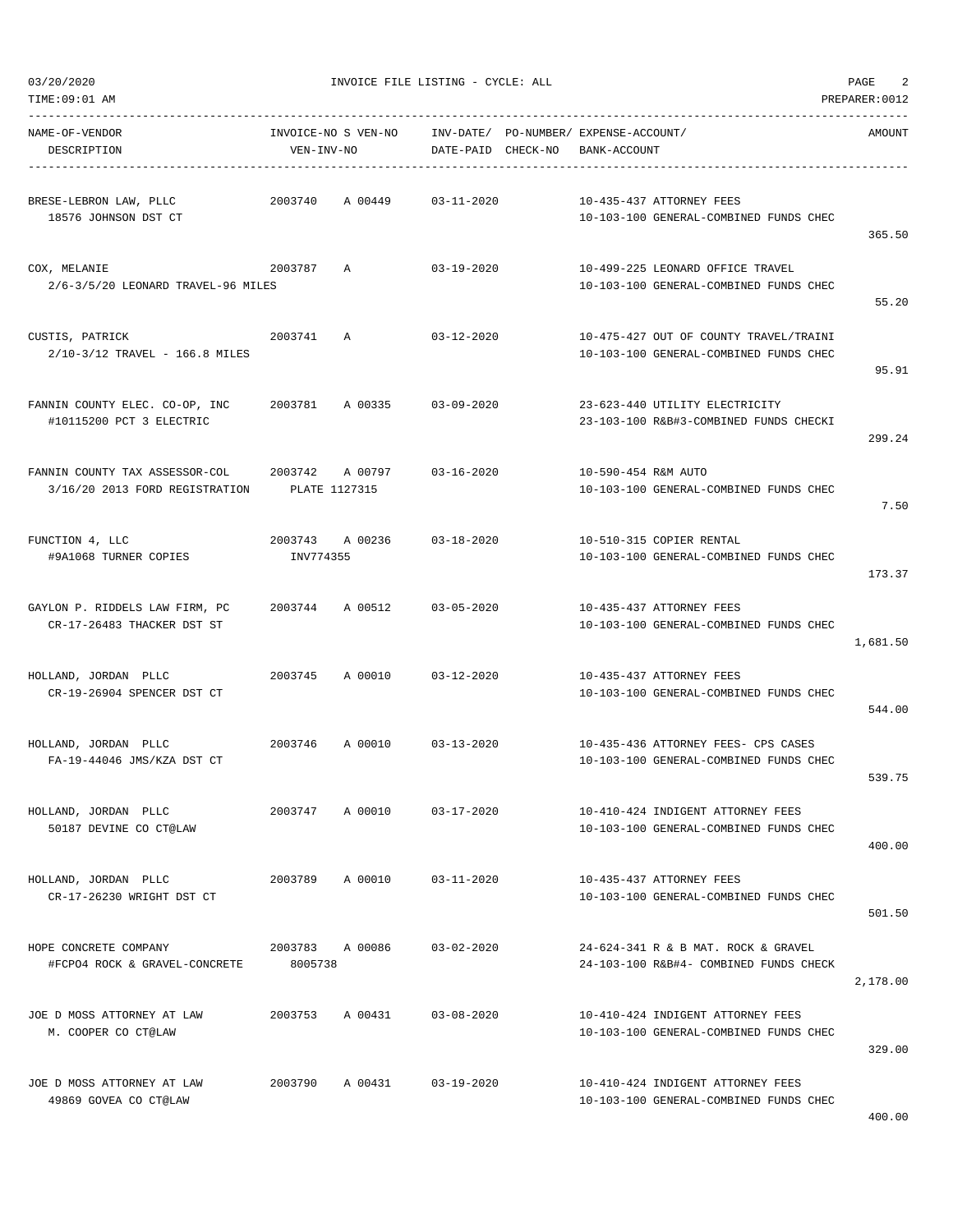03/20/2020 INVOICE FILE LISTING - CYCLE: ALL

TIME:09:01 AM PREPARER:0012

| NAME-OF-VENDOR / DESCRIPTION | INVOICE-NO | S | VEN-NO / VEN-INV-NO | INV-DATE/ DATE-PAID | PO-NUMBER/ CHECK-NO | EXPENSE-ACCOUNT/ BANK-ACCOUNT | AMOUNT |
|---|---|---|---|---|---|---|---|
| BRESE-LEBRON LAW, PLLC<br>18576 JOHNSON DST CT | 2003740 | A | 00449 | 03-11-2020 | | 10-435-437 ATTORNEY FEES<br>10-103-100 GENERAL-COMBINED FUNDS CHEC | 365.50 |
| COX, MELANIE<br>2/6-3/5/20 LEONARD TRAVEL-96 MILES | 2003787 | A | | 03-19-2020 | | 10-499-225 LEONARD OFFICE TRAVEL<br>10-103-100 GENERAL-COMBINED FUNDS CHEC | 55.20 |
| CUSTIS, PATRICK<br>2/10-3/12 TRAVEL - 166.8 MILES | 2003741 | A | | 03-12-2020 | | 10-475-427 OUT OF COUNTY TRAVEL/TRAINI<br>10-103-100 GENERAL-COMBINED FUNDS CHEC | 95.91 |
| FANNIN COUNTY ELEC. CO-OP, INC<br>#10115200 PCT 3 ELECTRIC | 2003781 | A | 00335 | 03-09-2020 | | 23-623-440 UTILITY ELECTRICITY<br>23-103-100 R&B#3-COMBINED FUNDS CHECKI | 299.24 |
| FANNIN COUNTY TAX ASSESSOR-COL<br>3/16/20 2013 FORD REGISTRATION | 2003742 | A | 00797<br>PLATE 1127315 | 03-16-2020 | | 10-590-454 R&M AUTO<br>10-103-100 GENERAL-COMBINED FUNDS CHEC | 7.50 |
| FUNCTION 4, LLC<br>#9A1068 TURNER COPIES | 2003743 | A | 00236<br>INV774355 | 03-18-2020 | | 10-510-315 COPIER RENTAL<br>10-103-100 GENERAL-COMBINED FUNDS CHEC | 173.37 |
| GAYLON P. RIDDELS LAW FIRM, PC<br>CR-17-26483 THACKER DST ST | 2003744 | A | 00512 | 03-05-2020 | | 10-435-437 ATTORNEY FEES<br>10-103-100 GENERAL-COMBINED FUNDS CHEC | 1,681.50 |
| HOLLAND, JORDAN PLLC<br>CR-19-26904 SPENCER DST CT | 2003745 | A | 00010 | 03-12-2020 | | 10-435-437 ATTORNEY FEES<br>10-103-100 GENERAL-COMBINED FUNDS CHEC | 544.00 |
| HOLLAND, JORDAN PLLC<br>FA-19-44046 JMS/KZA DST CT | 2003746 | A | 00010 | 03-13-2020 | | 10-435-436 ATTORNEY FEES- CPS CASES<br>10-103-100 GENERAL-COMBINED FUNDS CHEC | 539.75 |
| HOLLAND, JORDAN PLLC<br>50187 DEVINE CO CT@LAW | 2003747 | A | 00010 | 03-17-2020 | | 10-410-424 INDIGENT ATTORNEY FEES<br>10-103-100 GENERAL-COMBINED FUNDS CHEC | 400.00 |
| HOLLAND, JORDAN PLLC<br>CR-17-26230 WRIGHT DST CT | 2003789 | A | 00010 | 03-11-2020 | | 10-435-437 ATTORNEY FEES<br>10-103-100 GENERAL-COMBINED FUNDS CHEC | 501.50 |
| HOPE CONCRETE COMPANY<br>#FCPO4 ROCK & GRAVEL-CONCRETE | 2003783 | A | 00086<br>8005738 | 03-02-2020 | | 24-624-341 R & B MAT. ROCK & GRAVEL<br>24-103-100 R&B#4- COMBINED FUNDS CHECK | 2,178.00 |
| JOE D MOSS ATTORNEY AT LAW<br>M. COOPER CO CT@LAW | 2003753 | A | 00431 | 03-08-2020 | | 10-410-424 INDIGENT ATTORNEY FEES<br>10-103-100 GENERAL-COMBINED FUNDS CHEC | 329.00 |
| JOE D MOSS ATTORNEY AT LAW<br>49869 GOVEA CO CT@LAW | 2003790 | A | 00431 | 03-19-2020 | | 10-410-424 INDIGENT ATTORNEY FEES<br>10-103-100 GENERAL-COMBINED FUNDS CHEC | 400.00 |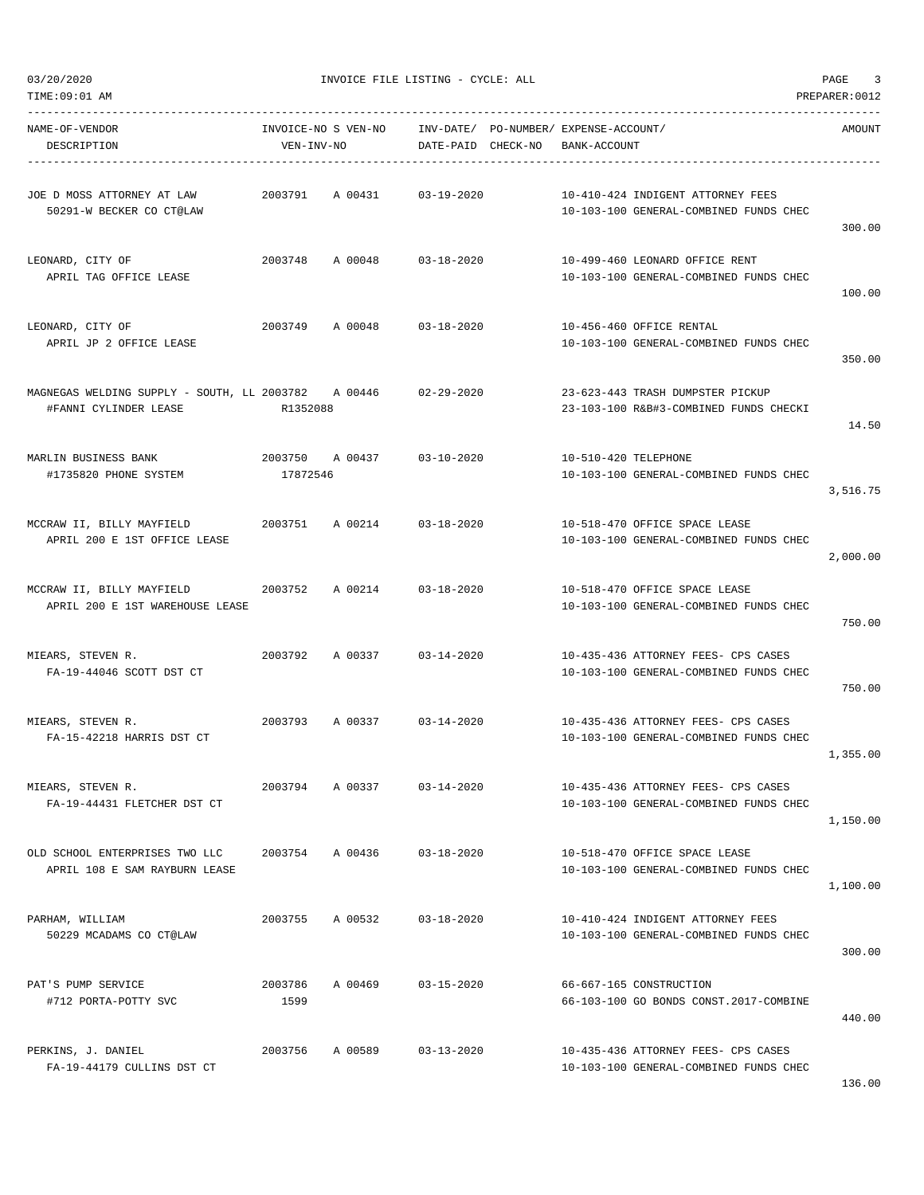03/20/2020 INVOICE FILE LISTING - CYCLE: ALL

TIME:09:01 AM PREPARER:0012

| NAME-OF-VENDOR / DESCRIPTION | INVOICE-NO S VEN-NO / VEN-INV-NO | INV-DATE/ DATE-PAID | PO-NUMBER/ CHECK-NO | EXPENSE-ACCOUNT/ BANK-ACCOUNT | AMOUNT |
|---|---|---|---|---|---|
| JOE D MOSS ATTORNEY AT LAW<br>50291-W BECKER CO CT@LAW | 2003791 A 00431 | 03-19-2020 | | 10-410-424 INDIGENT ATTORNEY FEES<br>10-103-100 GENERAL-COMBINED FUNDS CHEC | 300.00 |
| LEONARD, CITY OF<br>APRIL TAG OFFICE LEASE | 2003748 A 00048 | 03-18-2020 | | 10-499-460 LEONARD OFFICE RENT<br>10-103-100 GENERAL-COMBINED FUNDS CHEC | 100.00 |
| LEONARD, CITY OF<br>APRIL JP 2 OFFICE LEASE | 2003749 A 00048 | 03-18-2020 | | 10-456-460 OFFICE RENTAL<br>10-103-100 GENERAL-COMBINED FUNDS CHEC | 350.00 |
| MAGNEGAS WELDING SUPPLY - SOUTH, LL<br>#FANNI CYLINDER LEASE | 2003782 A 00446<br>R1352088 | 02-29-2020 | | 23-623-443 TRASH DUMPSTER PICKUP<br>23-103-100 R&B#3-COMBINED FUNDS CHECKI | 14.50 |
| MARLIN BUSINESS BANK<br>#1735820 PHONE SYSTEM | 2003750 A 00437<br>17872546 | 03-10-2020 | | 10-510-420 TELEPHONE<br>10-103-100 GENERAL-COMBINED FUNDS CHEC | 3,516.75 |
| MCCRAW II, BILLY MAYFIELD<br>APRIL 200 E 1ST OFFICE LEASE | 2003751 A 00214 | 03-18-2020 | | 10-518-470 OFFICE SPACE LEASE<br>10-103-100 GENERAL-COMBINED FUNDS CHEC | 2,000.00 |
| MCCRAW II, BILLY MAYFIELD<br>APRIL 200 E 1ST WAREHOUSE LEASE | 2003752 A 00214 | 03-18-2020 | | 10-518-470 OFFICE SPACE LEASE<br>10-103-100 GENERAL-COMBINED FUNDS CHEC | 750.00 |
| MIEARS, STEVEN R.<br>FA-19-44046 SCOTT DST CT | 2003792 A 00337 | 03-14-2020 | | 10-435-436 ATTORNEY FEES- CPS CASES<br>10-103-100 GENERAL-COMBINED FUNDS CHEC | 750.00 |
| MIEARS, STEVEN R.<br>FA-15-42218 HARRIS DST CT | 2003793 A 00337 | 03-14-2020 | | 10-435-436 ATTORNEY FEES- CPS CASES<br>10-103-100 GENERAL-COMBINED FUNDS CHEC | 1,355.00 |
| MIEARS, STEVEN R.<br>FA-19-44431 FLETCHER DST CT | 2003794 A 00337 | 03-14-2020 | | 10-435-436 ATTORNEY FEES- CPS CASES<br>10-103-100 GENERAL-COMBINED FUNDS CHEC | 1,150.00 |
| OLD SCHOOL ENTERPRISES TWO LLC<br>APRIL 108 E SAM RAYBURN LEASE | 2003754 A 00436 | 03-18-2020 | | 10-518-470 OFFICE SPACE LEASE<br>10-103-100 GENERAL-COMBINED FUNDS CHEC | 1,100.00 |
| PARHAM, WILLIAM<br>50229 MCADAMS CO CT@LAW | 2003755 A 00532 | 03-18-2020 | | 10-410-424 INDIGENT ATTORNEY FEES<br>10-103-100 GENERAL-COMBINED FUNDS CHEC | 300.00 |
| PAT'S PUMP SERVICE<br>#712 PORTA-POTTY SVC | 2003786 A 00469<br>1599 | 03-15-2020 | | 66-667-165 CONSTRUCTION<br>66-103-100 GO BONDS CONST.2017-COMBINE | 440.00 |
| PERKINS, J. DANIEL<br>FA-19-44179 CULLINS DST CT | 2003756 A 00589 | 03-13-2020 | | 10-435-436 ATTORNEY FEES- CPS CASES<br>10-103-100 GENERAL-COMBINED FUNDS CHEC | 136.00 |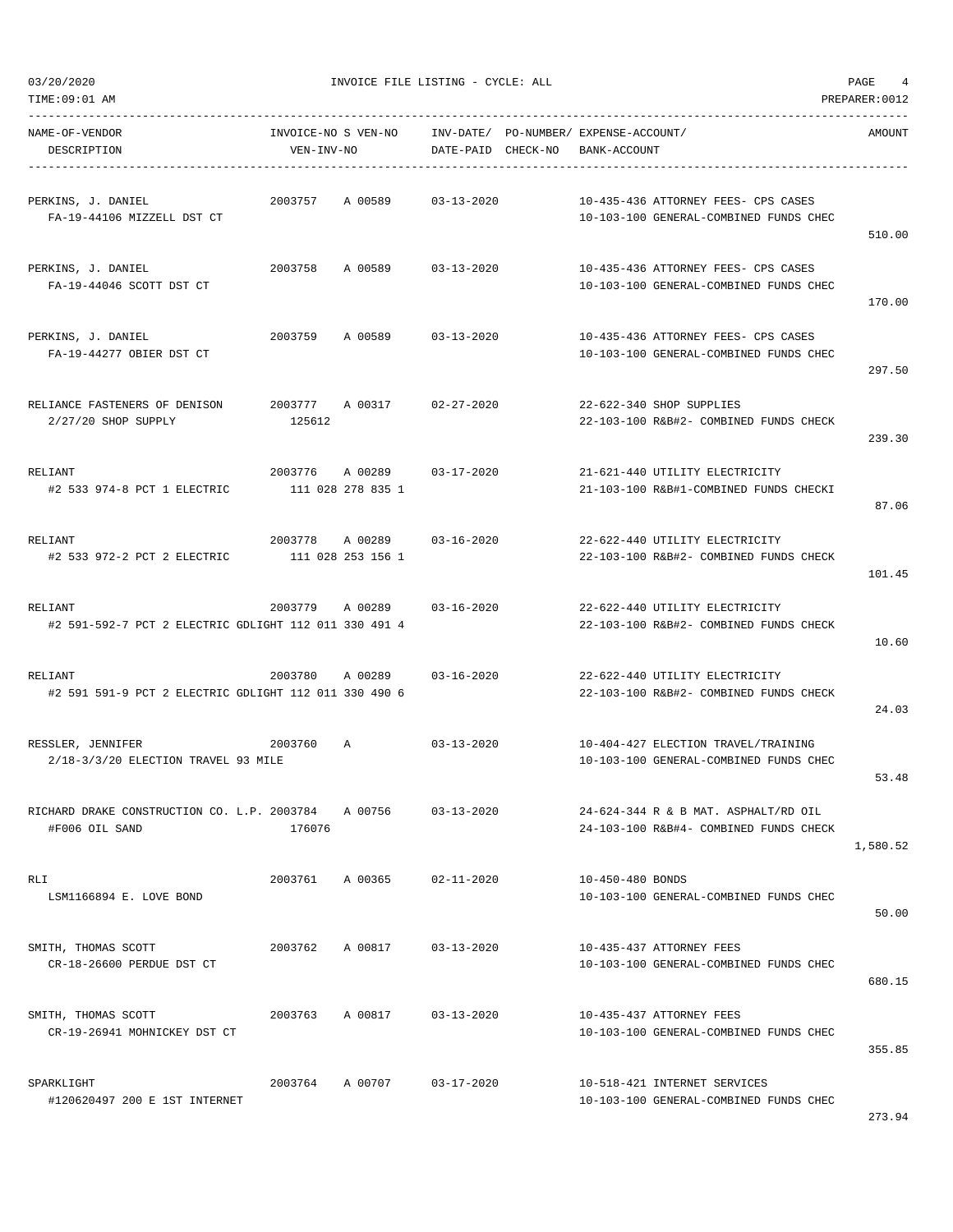03/20/2020 INVOICE FILE LISTING - CYCLE: ALL

TIME:09:01 AM PREPARER:0012

| NAME-OF-VENDOR<br>DESCRIPTION | INVOICE-NO S VEN-NO<br>VEN-INV-NO | INV-DATE/ PO-NUMBER/<br>DATE-PAID CHECK-NO | EXPENSE-ACCOUNT/<br>BANK-ACCOUNT | AMOUNT |
|---|---|---|---|---|
| PERKINS, J. DANIEL<br>FA-19-44106 MIZZELL DST CT | 2003757 A 00589 | 03-13-2020 | 10-435-436 ATTORNEY FEES- CPS CASES<br>10-103-100 GENERAL-COMBINED FUNDS CHEC | 510.00 |
| PERKINS, J. DANIEL<br>FA-19-44046 SCOTT DST CT | 2003758 A 00589 | 03-13-2020 | 10-435-436 ATTORNEY FEES- CPS CASES<br>10-103-100 GENERAL-COMBINED FUNDS CHEC | 170.00 |
| PERKINS, J. DANIEL<br>FA-19-44277 OBIER DST CT | 2003759 A 00589 | 03-13-2020 | 10-435-436 ATTORNEY FEES- CPS CASES<br>10-103-100 GENERAL-COMBINED FUNDS CHEC | 297.50 |
| RELIANCE FASTENERS OF DENISON<br>2/27/20 SHOP SUPPLY | 2003777 A 00317<br>125612 | 02-27-2020 | 22-622-340 SHOP SUPPLIES<br>22-103-100 R&B#2- COMBINED FUNDS CHECK | 239.30 |
| RELIANT<br>#2 533 974-8 PCT 1 ELECTRIC | 2003776 A 00289<br>111 028 278 835 1 | 03-17-2020 | 21-621-440 UTILITY ELECTRICITY<br>21-103-100 R&B#1-COMBINED FUNDS CHECKI | 87.06 |
| RELIANT<br>#2 533 972-2 PCT 2 ELECTRIC | 2003778 A 00289<br>111 028 253 156 1 | 03-16-2020 | 22-622-440 UTILITY ELECTRICITY<br>22-103-100 R&B#2- COMBINED FUNDS CHECK | 101.45 |
| RELIANT<br>#2 591-592-7 PCT 2 ELECTRIC GDLIGHT | 2003779 A 00289<br>112 011 330 491 4 | 03-16-2020 | 22-622-440 UTILITY ELECTRICITY<br>22-103-100 R&B#2- COMBINED FUNDS CHECK | 10.60 |
| RELIANT<br>#2 591 591-9 PCT 2 ELECTRIC GDLIGHT | 2003780 A 00289<br>112 011 330 490 6 | 03-16-2020 | 22-622-440 UTILITY ELECTRICITY<br>22-103-100 R&B#2- COMBINED FUNDS CHECK | 24.03 |
| RESSLER, JENNIFER<br>2/18-3/3/20 ELECTION TRAVEL 93 MILE | 2003760 A | 03-13-2020 | 10-404-427 ELECTION TRAVEL/TRAINING<br>10-103-100 GENERAL-COMBINED FUNDS CHEC | 53.48 |
| RICHARD DRAKE CONSTRUCTION CO. L.P.<br>#F006 OIL SAND | 2003784 A 00756<br>176076 | 03-13-2020 | 24-624-344 R & B MAT. ASPHALT/RD OIL<br>24-103-100 R&B#4- COMBINED FUNDS CHECK | 1,580.52 |
| RLI<br>LSM1166894 E. LOVE BOND | 2003761 A 00365 | 02-11-2020 | 10-450-480 BONDS<br>10-103-100 GENERAL-COMBINED FUNDS CHEC | 50.00 |
| SMITH, THOMAS SCOTT<br>CR-18-26600 PERDUE DST CT | 2003762 A 00817 | 03-13-2020 | 10-435-437 ATTORNEY FEES<br>10-103-100 GENERAL-COMBINED FUNDS CHEC | 680.15 |
| SMITH, THOMAS SCOTT<br>CR-19-26941 MOHNICKEY DST CT | 2003763 A 00817 | 03-13-2020 | 10-435-437 ATTORNEY FEES<br>10-103-100 GENERAL-COMBINED FUNDS CHEC | 355.85 |
| SPARKLIGHT<br>#120620497 200 E 1ST INTERNET | 2003764 A 00707 | 03-17-2020 | 10-518-421 INTERNET SERVICES<br>10-103-100 GENERAL-COMBINED FUNDS CHEC | 273.94 |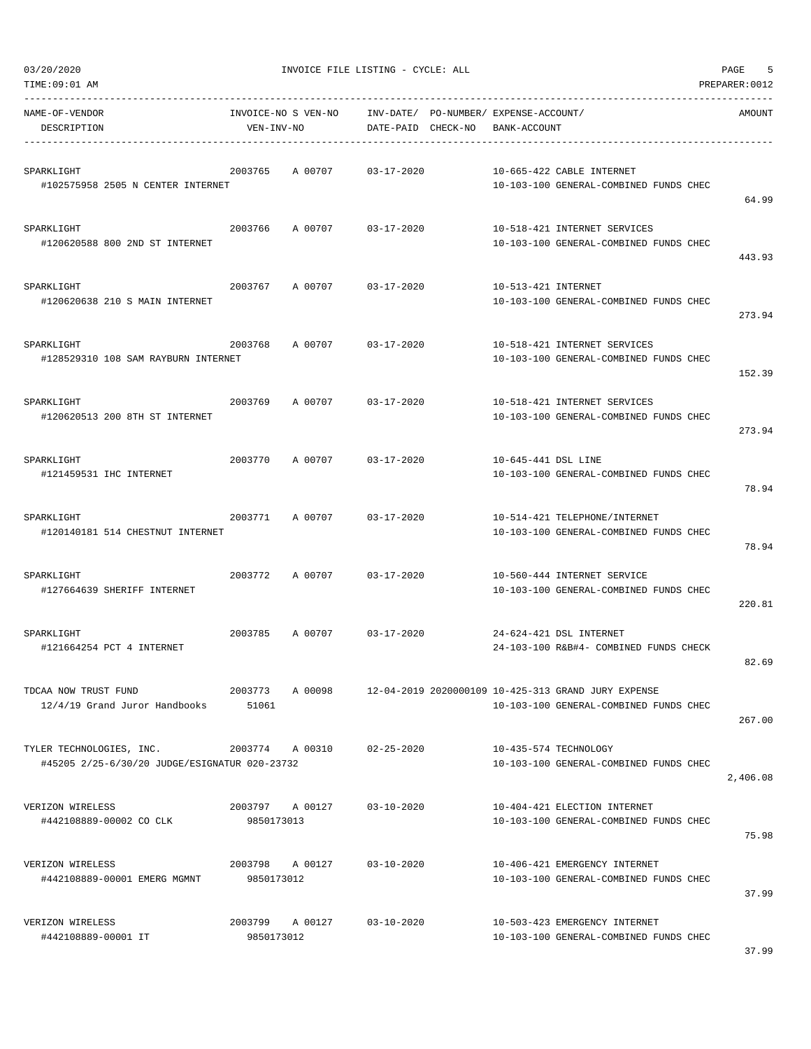| NAME-OF-VENDOR / DESCRIPTION | INVOICE-NO | S VEN-NO / VEN-INV-NO | INV-DATE/ DATE-PAID | PO-NUMBER/ CHECK-NO | EXPENSE-ACCOUNT/ BANK-ACCOUNT | AMOUNT |
|---|---|---|---|---|---|---|
| SPARKLIGHT<br>#102575958 2505 N CENTER INTERNET | 2003765 | A 00707 | 03-17-2020 | | 10-665-422 CABLE INTERNET<br>10-103-100 GENERAL-COMBINED FUNDS CHEC | 64.99 |
| SPARKLIGHT<br>#120620588 800 2ND ST INTERNET | 2003766 | A 00707 | 03-17-2020 | | 10-518-421 INTERNET SERVICES<br>10-103-100 GENERAL-COMBINED FUNDS CHEC | 443.93 |
| SPARKLIGHT<br>#120620638 210 S MAIN INTERNET | 2003767 | A 00707 | 03-17-2020 | | 10-513-421 INTERNET<br>10-103-100 GENERAL-COMBINED FUNDS CHEC | 273.94 |
| SPARKLIGHT<br>#128529310 108 SAM RAYBURN INTERNET | 2003768 | A 00707 | 03-17-2020 | | 10-518-421 INTERNET SERVICES<br>10-103-100 GENERAL-COMBINED FUNDS CHEC | 152.39 |
| SPARKLIGHT<br>#120620513 200 8TH ST INTERNET | 2003769 | A 00707 | 03-17-2020 | | 10-518-421 INTERNET SERVICES<br>10-103-100 GENERAL-COMBINED FUNDS CHEC | 273.94 |
| SPARKLIGHT<br>#121459531 IHC INTERNET | 2003770 | A 00707 | 03-17-2020 | | 10-645-441 DSL LINE<br>10-103-100 GENERAL-COMBINED FUNDS CHEC | 78.94 |
| SPARKLIGHT<br>#120140181 514 CHESTNUT INTERNET | 2003771 | A 00707 | 03-17-2020 | | 10-514-421 TELEPHONE/INTERNET<br>10-103-100 GENERAL-COMBINED FUNDS CHEC | 78.94 |
| SPARKLIGHT<br>#127664639 SHERIFF INTERNET | 2003772 | A 00707 | 03-17-2020 | | 10-560-444 INTERNET SERVICE<br>10-103-100 GENERAL-COMBINED FUNDS CHEC | 220.81 |
| SPARKLIGHT<br>#121664254 PCT 4 INTERNET | 2003785 | A 00707 | 03-17-2020 | | 24-624-421 DSL INTERNET<br>24-103-100 R&B#4- COMBINED FUNDS CHECK | 82.69 |
| TDCAA NOW TRUST FUND<br>12/4/19 Grand Juror Handbooks | 2003773 | A 00098<br>51061 | 12-04-2019 | 2020000109 | 10-425-313 GRAND JURY EXPENSE<br>10-103-100 GENERAL-COMBINED FUNDS CHEC | 267.00 |
| TYLER TECHNOLOGIES, INC.<br>#45205 2/25-6/30/20 JUDGE/ESIGNATUR 020-23732 | 2003774 | A 00310 | 02-25-2020 | | 10-435-574 TECHNOLOGY<br>10-103-100 GENERAL-COMBINED FUNDS CHEC | 2,406.08 |
| VERIZON WIRELESS<br>#442108889-00002 CO CLK | 2003797 | A 00127<br>9850173013 | 03-10-2020 | | 10-404-421 ELECTION INTERNET<br>10-103-100 GENERAL-COMBINED FUNDS CHEC | 75.98 |
| VERIZON WIRELESS<br>#442108889-00001 EMERG MGMNT | 2003798 | A 00127<br>9850173012 | 03-10-2020 | | 10-406-421 EMERGENCY INTERNET<br>10-103-100 GENERAL-COMBINED FUNDS CHEC | 37.99 |
| VERIZON WIRELESS<br>#442108889-00001 IT | 2003799 | A 00127<br>9850173012 | 03-10-2020 | | 10-503-423 EMERGENCY INTERNET<br>10-103-100 GENERAL-COMBINED FUNDS CHEC | 37.99 |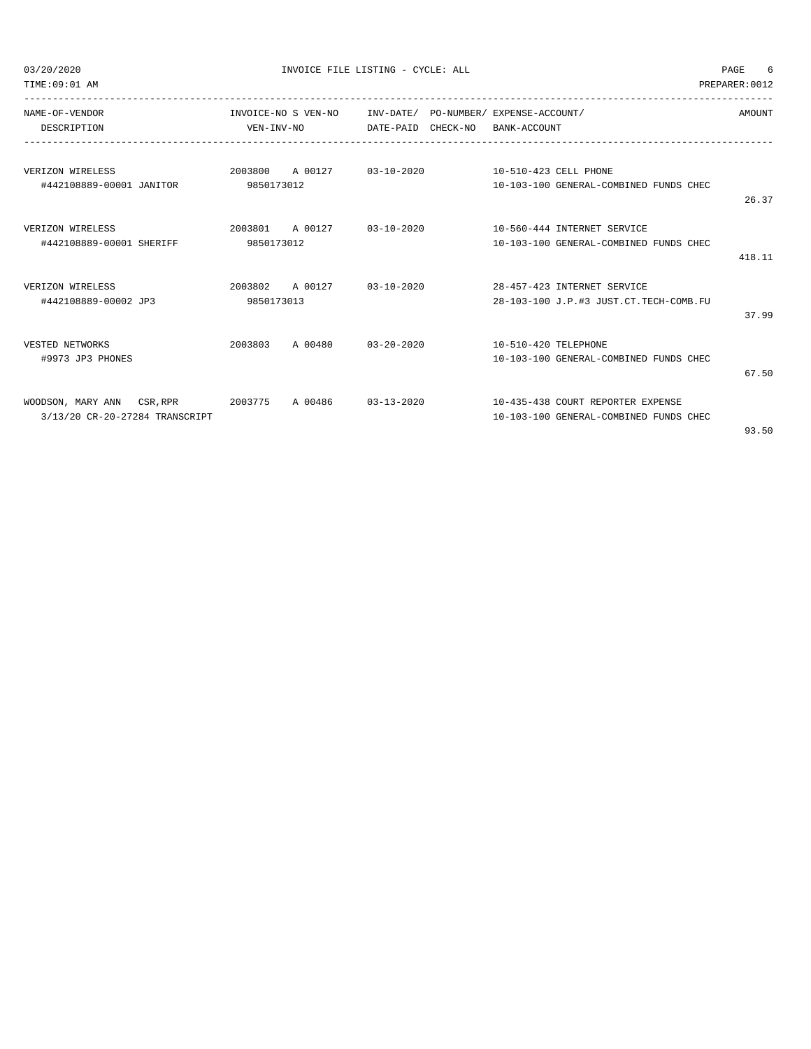# INVOICE FILE LISTING - CYCLE: ALL

03/20/2020
TIME:09:01 AM
PREPARER:0012

| NAME-OF-VENDOR / DESCRIPTION | INVOICE-NO S VEN-NO / VEN-INV-NO | INV-DATE/ DATE-PAID | PO-NUMBER/ CHECK-NO | EXPENSE-ACCOUNT/ BANK-ACCOUNT | AMOUNT |
|---|---|---|---|---|---|
| VERIZON WIRELESS<br>#442108889-00001 JANITOR | 2003800 A 00127<br>9850173012 | 03-10-2020 | | 10-510-423 CELL PHONE<br>10-103-100 GENERAL-COMBINED FUNDS CHEC | 26.37 |
| VERIZON WIRELESS<br>#442108889-00001 SHERIFF | 2003801 A 00127<br>9850173012 | 03-10-2020 | | 10-560-444 INTERNET SERVICE<br>10-103-100 GENERAL-COMBINED FUNDS CHEC | 418.11 |
| VERIZON WIRELESS<br>#442108889-00002 JP3 | 2003802 A 00127<br>9850173013 | 03-10-2020 | | 28-457-423 INTERNET SERVICE<br>28-103-100 J.P.#3 JUST.CT.TECH-COMB.FU | 37.99 |
| VESTED NETWORKS<br>#9973 JP3 PHONES | 2003803 A 00480 | 03-20-2020 | | 10-510-420 TELEPHONE<br>10-103-100 GENERAL-COMBINED FUNDS CHEC | 67.50 |
| WOODSON, MARY ANN CSR,RPR<br>3/13/20 CR-20-27284 TRANSCRIPT | 2003775 A 00486 | 03-13-2020 | | 10-435-438 COURT REPORTER EXPENSE<br>10-103-100 GENERAL-COMBINED FUNDS CHEC | 93.50 |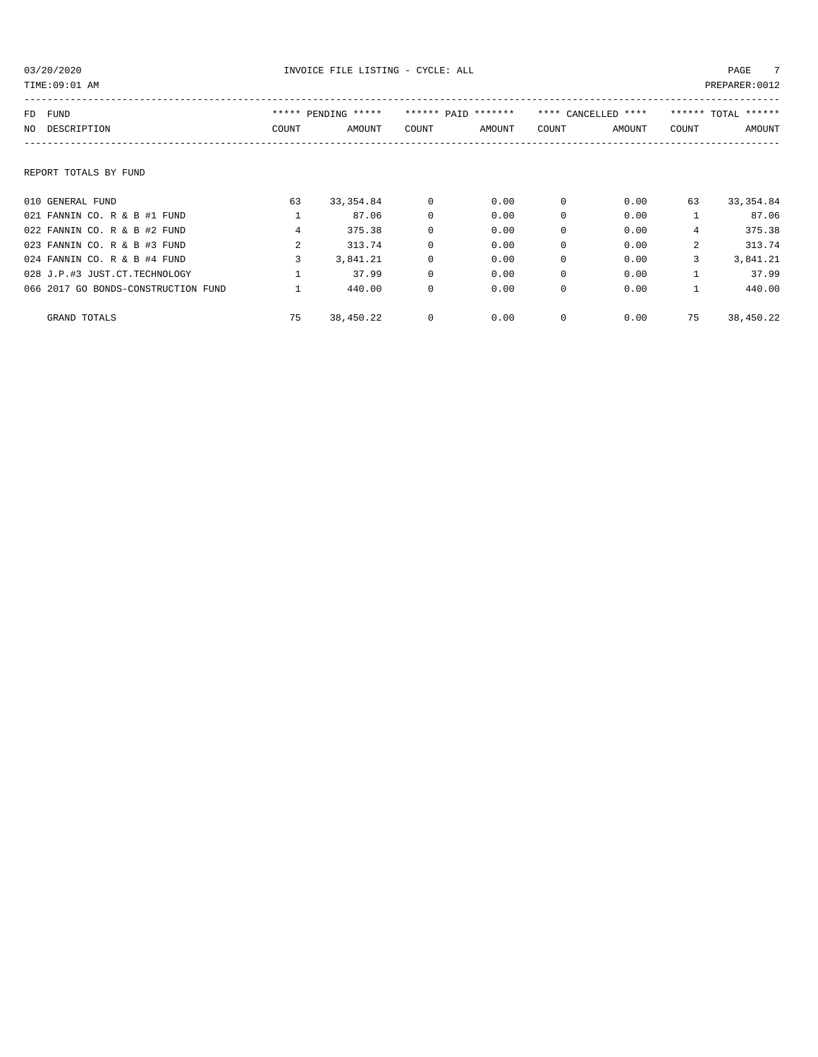03/20/2020 INVOICE FILE LISTING - CYCLE: ALL PAGE 7

TIME:09:01 AM PREPARER:0012

| FD NO | FUND DESCRIPTION | ***** PENDING ***** COUNT | AMOUNT | ****** PAID ******* COUNT | AMOUNT | **** CANCELLED **** COUNT | AMOUNT | ****** TOTAL ****** COUNT | AMOUNT |
|---|---|---|---|---|---|---|---|---|---|
| | REPORT TOTALS BY FUND | | | | | | | | |
| 010 | GENERAL FUND | 63 | 33,354.84 | 0 | 0.00 | 0 | 0.00 | 63 | 33,354.84 |
| 021 | FANNIN CO. R & B #1 FUND | 1 | 87.06 | 0 | 0.00 | 0 | 0.00 | 1 | 87.06 |
| 022 | FANNIN CO. R & B #2 FUND | 4 | 375.38 | 0 | 0.00 | 0 | 0.00 | 4 | 375.38 |
| 023 | FANNIN CO. R & B #3 FUND | 2 | 313.74 | 0 | 0.00 | 0 | 0.00 | 2 | 313.74 |
| 024 | FANNIN CO. R & B #4 FUND | 3 | 3,841.21 | 0 | 0.00 | 0 | 0.00 | 3 | 3,841.21 |
| 028 | J.P.#3 JUST.CT.TECHNOLOGY | 1 | 37.99 | 0 | 0.00 | 0 | 0.00 | 1 | 37.99 |
| 066 | 2017 GO BONDS-CONSTRUCTION FUND | 1 | 440.00 | 0 | 0.00 | 0 | 0.00 | 1 | 440.00 |
| | GRAND TOTALS | 75 | 38,450.22 | 0 | 0.00 | 0 | 0.00 | 75 | 38,450.22 |